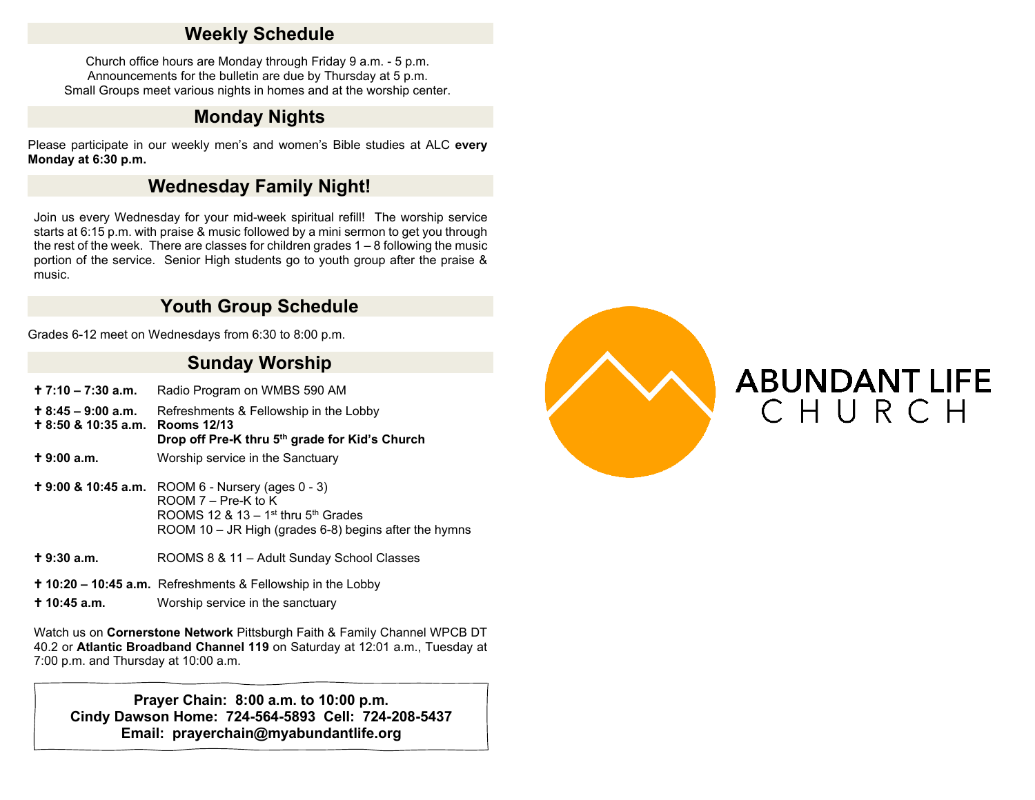## Weekly Schedule

Church office hours are Monday through Friday 9 a.m. - 5 p.m.
Announcements for the bulletin are due by Thursday at 5 p.m.
Small Groups meet various nights in homes and at the worship center.

## Monday Nights

Please participate in our weekly men's and women's Bible studies at ALC **every Monday at 6:30 p.m.**

## Wednesday Family Night!

Join us every Wednesday for your mid-week spiritual refill! The worship service starts at 6:15 p.m. with praise & music followed by a mini sermon to get you through the rest of the week. There are classes for children grades 1 – 8 following the music portion of the service. Senior High students go to youth group after the praise & music.

## Youth Group Schedule

Grades 6-12 meet on Wednesdays from 6:30 to 8:00 p.m.

## Sunday Worship

✝ **7:10 – 7:30 a.m.** Radio Program on WMBS 590 AM

✝ **8:45 – 9:00 a.m.** Refreshments & Fellowship in the Lobby

✝ **8:50 & 10:35 a.m.** **Rooms 12/13**
**Drop off Pre-K thru 5th grade for Kid's Church**

✝ **9:00 a.m.** Worship service in the Sanctuary

✝ **9:00 & 10:45 a.m.** ROOM 6 - Nursery (ages 0 - 3)
ROOM 7 – Pre-K to K
ROOMS 12 & 13 – 1st thru 5th Grades
ROOM 10 – JR High (grades 6-8) begins after the hymns

✝ **9:30 a.m.** ROOMS 8 & 11 – Adult Sunday School Classes

✝ **10:20 – 10:45 a.m.** Refreshments & Fellowship in the Lobby

✝ **10:45 a.m.** Worship service in the sanctuary

Watch us on **Cornerstone Network** Pittsburgh Faith & Family Channel WPCB DT 40.2 or **Atlantic Broadband Channel 119** on Saturday at 12:01 a.m., Tuesday at 7:00 p.m. and Thursday at 10:00 a.m.

**Prayer Chain: 8:00 a.m. to 10:00 p.m.**
**Cindy Dawson Home: 724-564-5893 Cell: 724-208-5437**
**Email: prayerchain@myabundantlife.org**

# ABUNDANT LIFE CHURCH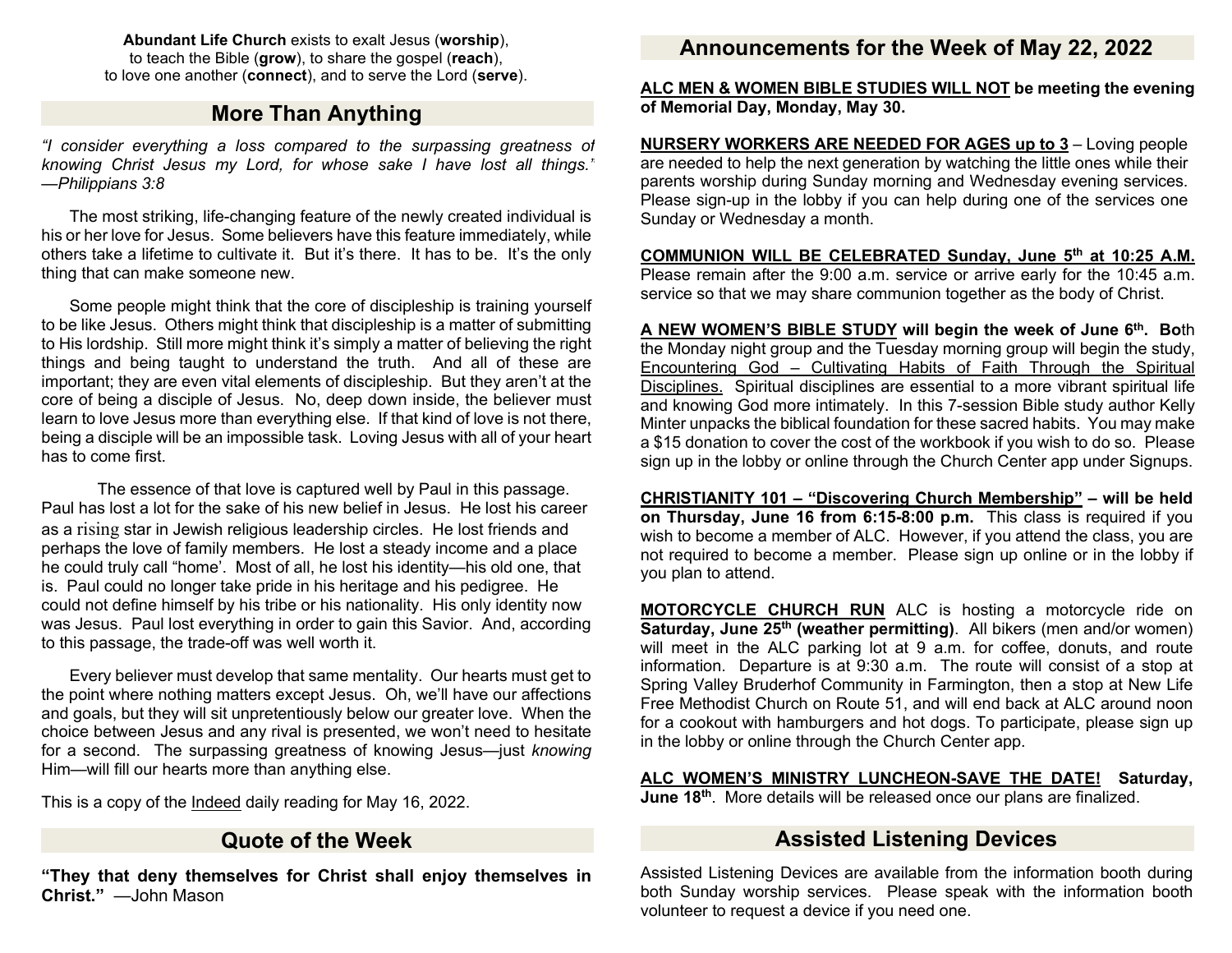**Abundant Life Church** exists to exalt Jesus (**worship**), to teach the Bible (**grow**), to share the gospel (**reach**), to love one another (**connect**), and to serve the Lord (**serve**).

## More Than Anything

*"I consider everything a loss compared to the surpassing greatness of knowing Christ Jesus my Lord, for whose sake I have lost all things." —Philippians 3:8*

The most striking, life-changing feature of the newly created individual is his or her love for Jesus. Some believers have this feature immediately, while others take a lifetime to cultivate it. But it's there. It has to be. It's the only thing that can make someone new.

Some people might think that the core of discipleship is training yourself to be like Jesus. Others might think that discipleship is a matter of submitting to His lordship. Still more might think it's simply a matter of believing the right things and being taught to understand the truth. And all of these are important; they are even vital elements of discipleship. But they aren't at the core of being a disciple of Jesus. No, deep down inside, the believer must learn to love Jesus more than everything else. If that kind of love is not there, being a disciple will be an impossible task. Loving Jesus with all of your heart has to come first.

The essence of that love is captured well by Paul in this passage. Paul has lost a lot for the sake of his new belief in Jesus. He lost his career as a rising star in Jewish religious leadership circles. He lost friends and perhaps the love of family members. He lost a steady income and a place he could truly call "home'. Most of all, he lost his identity—his old one, that is. Paul could no longer take pride in his heritage and his pedigree. He could not define himself by his tribe or his nationality. His only identity now was Jesus. Paul lost everything in order to gain this Savior. And, according to this passage, the trade-off was well worth it.

Every believer must develop that same mentality. Our hearts must get to the point where nothing matters except Jesus. Oh, we'll have our affections and goals, but they will sit unpretentiously below our greater love. When the choice between Jesus and any rival is presented, we won't need to hesitate for a second. The surpassing greatness of knowing Jesus—just *knowing* Him—will fill our hearts more than anything else.

This is a copy of the Indeed daily reading for May 16, 2022.

## Quote of the Week

**"They that deny themselves for Christ shall enjoy themselves in Christ."** —John Mason

## Announcements for the Week of May 22, 2022

**ALC MEN & WOMEN BIBLE STUDIES WILL NOT be meeting the evening of Memorial Day, Monday, May 30.**

**NURSERY WORKERS ARE NEEDED FOR AGES up to 3** – Loving people are needed to help the next generation by watching the little ones while their parents worship during Sunday morning and Wednesday evening services. Please sign-up in the lobby if you can help during one of the services one Sunday or Wednesday a month.

**COMMUNION WILL BE CELEBRATED Sunday, June 5th at 10:25 A.M.** Please remain after the 9:00 a.m. service or arrive early for the 10:45 a.m. service so that we may share communion together as the body of Christ.

**A NEW WOMEN'S BIBLE STUDY will begin the week of June 6th. Bo**th the Monday night group and the Tuesday morning group will begin the study, Encountering God – Cultivating Habits of Faith Through the Spiritual Disciplines. Spiritual disciplines are essential to a more vibrant spiritual life and knowing God more intimately. In this 7-session Bible study author Kelly Minter unpacks the biblical foundation for these sacred habits. You may make a $15 donation to cover the cost of the workbook if you wish to do so. Please sign up in the lobby or online through the Church Center app under Signups.

**CHRISTIANITY 101 – "Discovering Church Membership" – will be held on Thursday, June 16 from 6:15-8:00 p.m.** This class is required if you wish to become a member of ALC. However, if you attend the class, you are not required to become a member. Please sign up online or in the lobby if you plan to attend.

**MOTORCYCLE CHURCH RUN** ALC is hosting a motorcycle ride on **Saturday, June 25th (weather permitting)**. All bikers (men and/or women) will meet in the ALC parking lot at 9 a.m. for coffee, donuts, and route information. Departure is at 9:30 a.m. The route will consist of a stop at Spring Valley Bruderhof Community in Farmington, then a stop at New Life Free Methodist Church on Route 51, and will end back at ALC around noon for a cookout with hamburgers and hot dogs. To participate, please sign up in the lobby or online through the Church Center app.

**ALC WOMEN'S MINISTRY LUNCHEON-SAVE THE DATE! Saturday, June 18th**. More details will be released once our plans are finalized.

## Assisted Listening Devices

Assisted Listening Devices are available from the information booth during both Sunday worship services. Please speak with the information booth volunteer to request a device if you need one.